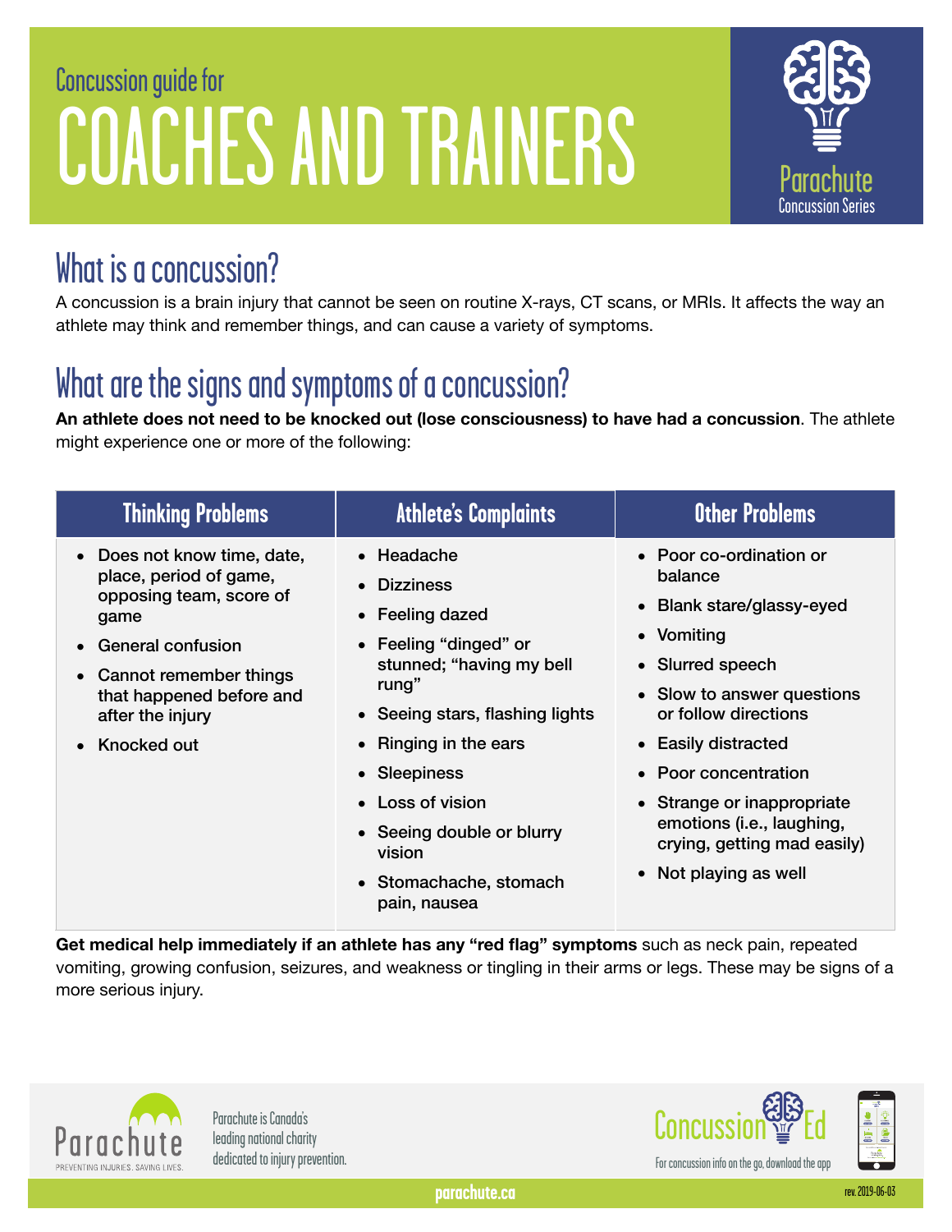Concussion guide for

# COACHES AND TRAINERS

Parachute Concussion Series

## What is a concussion?

A concussion is a brain injury that cannot be seen on routine X-rays, CT scans, or MRIs. It affects the way an athlete may think and remember things, and can cause a variety of symptoms.

## What are the signs and symptoms of a concussion?

**An athlete does not need to be knocked out (lose consciousness) to have had a concussion**. The athlete might experience one or more of the following:

| Thinking Problems | Athlete's Complaints | Other Problems |
|---|---|---|
| • Does not know time, date, place, period of game, opposing team, score of game<br>• General confusion<br>• Cannot remember things that happened before and after the injury<br>• Knocked out | • Headache<br>• Dizziness<br>• Feeling dazed<br>• Feeling "dinged" or stunned; "having my bell rung"<br>• Seeing stars, flashing lights<br>• Ringing in the ears<br>• Sleepiness<br>• Loss of vision<br>• Seeing double or blurry vision<br>• Stomachache, stomach pain, nausea | • Poor co-ordination or balance<br>• Blank stare/glassy-eyed<br>• Vomiting<br>• Slurred speech<br>• Slow to answer questions or follow directions<br>• Easily distracted<br>• Poor concentration<br>• Strange or inappropriate emotions (i.e., laughing, crying, getting mad easily)<br>• Not playing as well |

**Get medical help immediately if an athlete has any "red flag" symptoms** such as neck pain, repeated vomiting, growing confusion, seizures, and weakness or tingling in their arms or legs. These may be signs of a more serious injury.

Parachute — PREVENTING INJURIES. SAVING LIVES.

Parachute is Canada's leading national charity dedicated to injury prevention.

Concussion Ed — For concussion info on the go, download the app

parachute.ca

rev. 2019-06-03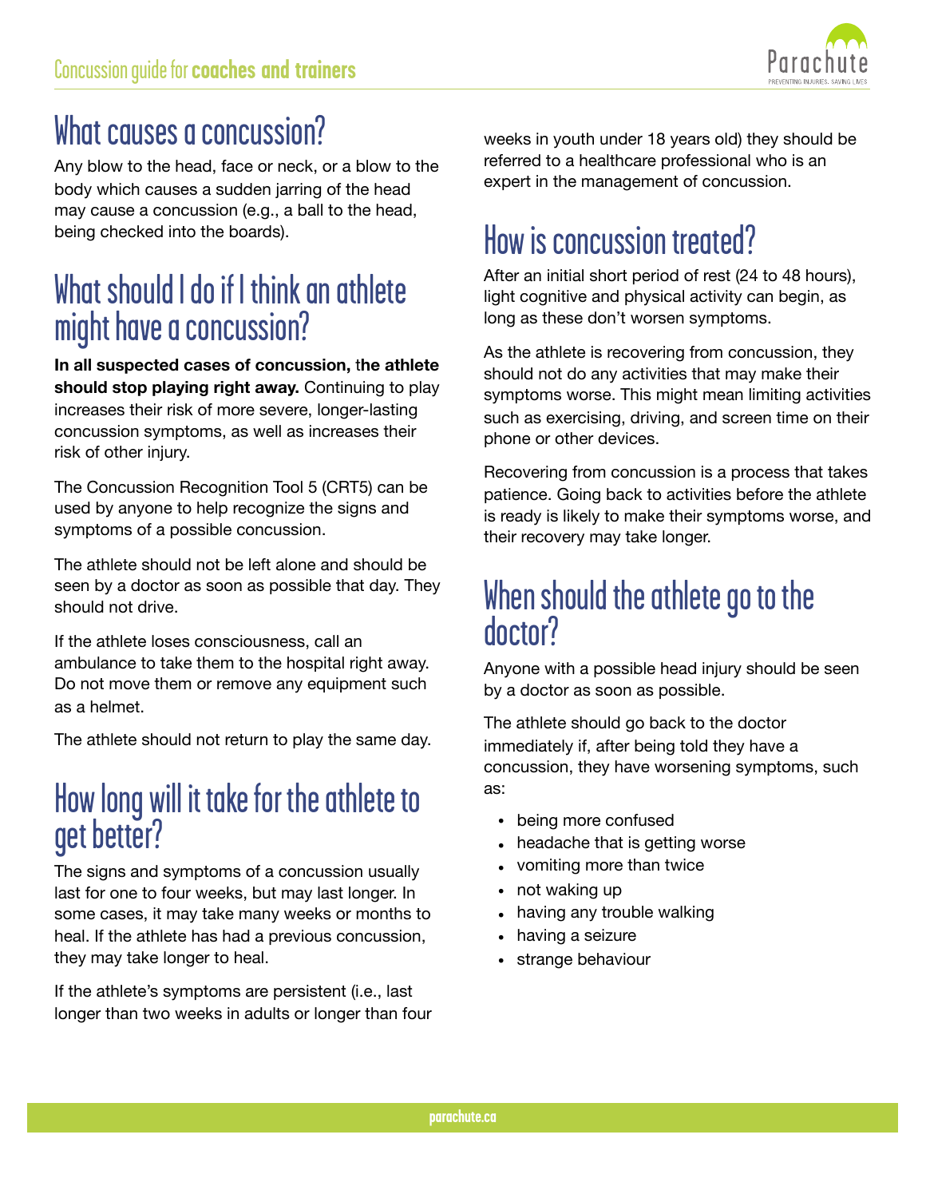## What causes a concussion?

Any blow to the head, face or neck, or a blow to the body which causes a sudden jarring of the head may cause a concussion (e.g., a ball to the head, being checked into the boards).

## What should I do if I think an athlete might have a concussion?

**In all suspected cases of concussion, the athlete should stop playing right away.** Continuing to play increases their risk of more severe, longer-lasting concussion symptoms, as well as increases their risk of other injury.

The Concussion Recognition Tool 5 (CRT5) can be used by anyone to help recognize the signs and symptoms of a possible concussion.

The athlete should not be left alone and should be seen by a doctor as soon as possible that day. They should not drive.

If the athlete loses consciousness, call an ambulance to take them to the hospital right away. Do not move them or remove any equipment such as a helmet.

The athlete should not return to play the same day.

## How long will it take for the athlete to get better?

The signs and symptoms of a concussion usually last for one to four weeks, but may last longer. In some cases, it may take many weeks or months to heal. If the athlete has had a previous concussion, they may take longer to heal.

If the athlete's symptoms are persistent (i.e., last longer than two weeks in adults or longer than four weeks in youth under 18 years old) they should be referred to a healthcare professional who is an expert in the management of concussion.

## How is concussion treated?

After an initial short period of rest (24 to 48 hours), light cognitive and physical activity can begin, as long as these don't worsen symptoms.

As the athlete is recovering from concussion, they should not do any activities that may make their symptoms worse. This might mean limiting activities such as exercising, driving, and screen time on their phone or other devices.

Recovering from concussion is a process that takes patience. Going back to activities before the athlete is ready is likely to make their symptoms worse, and their recovery may take longer.

## When should the athlete go to the doctor?

Anyone with a possible head injury should be seen by a doctor as soon as possible.

The athlete should go back to the doctor immediately if, after being told they have a concussion, they have worsening symptoms, such as:

- being more confused
- headache that is getting worse
- vomiting more than twice
- not waking up
- having any trouble walking
- having a seizure
- strange behaviour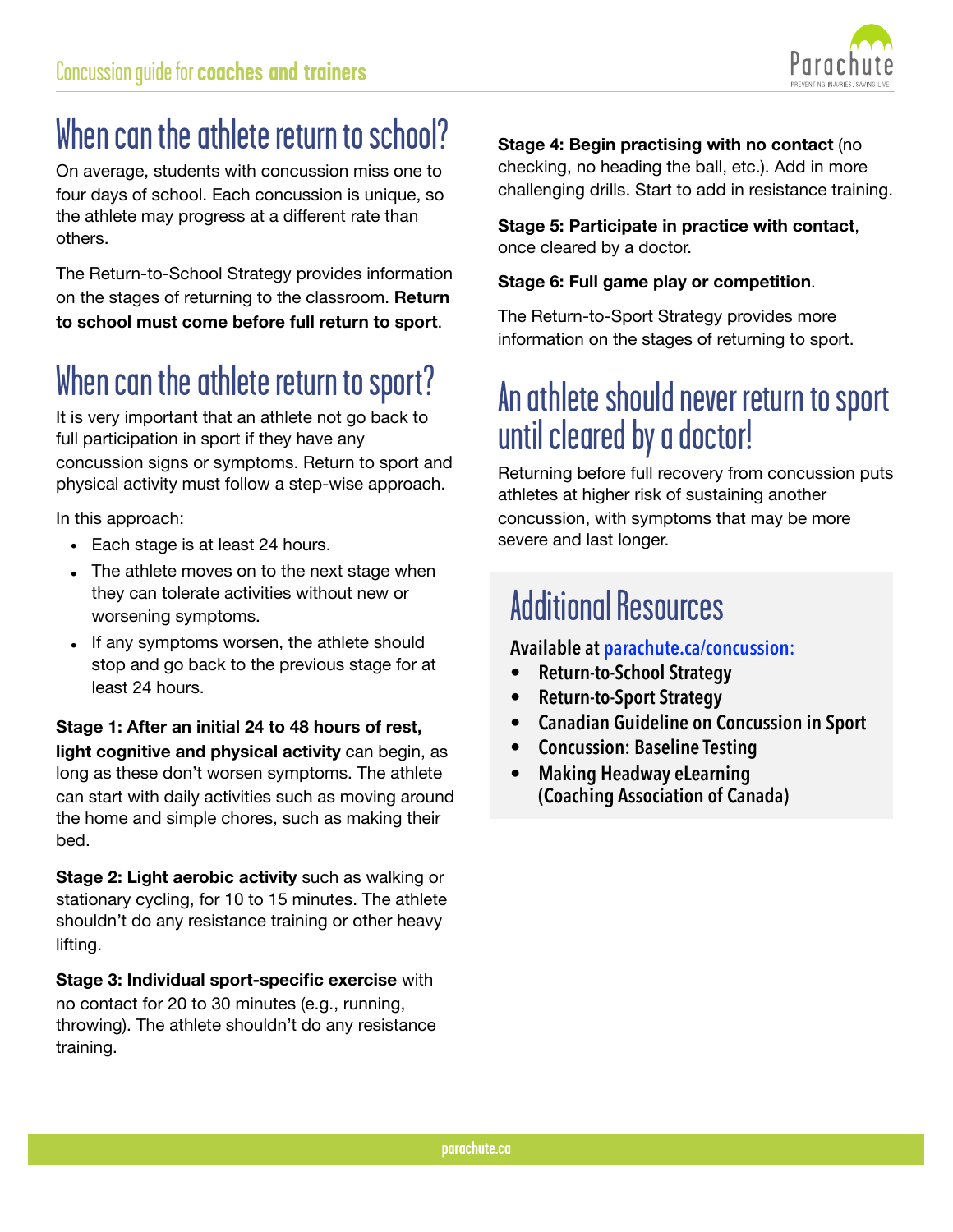## When can the athlete return to school?

On average, students with concussion miss one to four days of school. Each concussion is unique, so the athlete may progress at a different rate than others.

The Return-to-School Strategy provides information on the stages of returning to the classroom. **Return to school must come before full return to sport**.

## When can the athlete return to sport?

It is very important that an athlete not go back to full participation in sport if they have any concussion signs or symptoms. Return to sport and physical activity must follow a step-wise approach.

In this approach:

- Each stage is at least 24 hours.
- The athlete moves on to the next stage when they can tolerate activities without new or worsening symptoms.
- If any symptoms worsen, the athlete should stop and go back to the previous stage for at least 24 hours.

**Stage 1: After an initial 24 to 48 hours of rest, light cognitive and physical activity** can begin, as long as these don't worsen symptoms. The athlete can start with daily activities such as moving around the home and simple chores, such as making their bed.

**Stage 2: Light aerobic activity** such as walking or stationary cycling, for 10 to 15 minutes. The athlete shouldn't do any resistance training or other heavy lifting.

**Stage 3: Individual sport-specific exercise** with no contact for 20 to 30 minutes (e.g., running, throwing). The athlete shouldn't do any resistance training.

**Stage 4: Begin practising with no contact** (no checking, no heading the ball, etc.). Add in more challenging drills. Start to add in resistance training.

**Stage 5: Participate in practice with contact**, once cleared by a doctor.

**Stage 6: Full game play or competition**.

The Return-to-Sport Strategy provides more information on the stages of returning to sport.

## An athlete should never return to sport until cleared by a doctor!

Returning before full recovery from concussion puts athletes at higher risk of sustaining another concussion, with symptoms that may be more severe and last longer.

## Additional Resources

**Available at parachute.ca/concussion:**

- **Return-to-School Strategy**
- **Return-to-Sport Strategy**
- **Canadian Guideline on Concussion in Sport**
- **Concussion: Baseline Testing**
- **Making Headway eLearning (Coaching Association of Canada)**